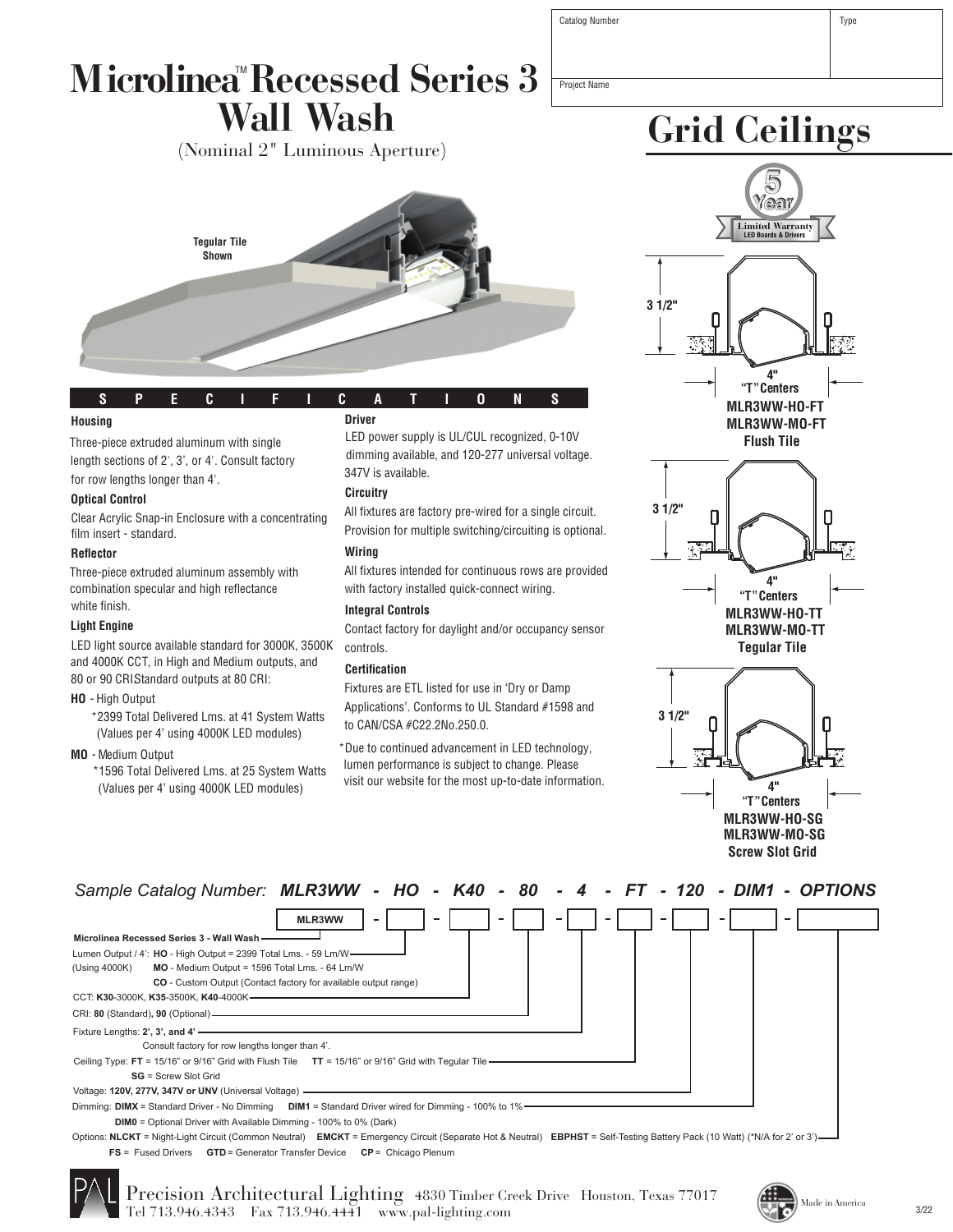| Catalog Number | Type |
|---|---|
| Project Name | |

# Microlinea™ Recessed Series 3 Wall Wash

(Nominal 2" Luminous Aperture)

## Grid Ceilings

Tegular Tile Shown

5 Year Limited Warranty LED Boards & Drivers

3 1/2" — 4" "T" Centers
**MLR3WW-HO-FT**
**MLR3WW-MO-FT**
**Flush Tile**

3 1/2" — 4" "T" Centers
**MLR3WW-HO-TT**
**MLR3WW-MO-TT**
**Tegular Tile**

3 1/2" — 4" "T" Centers
**MLR3WW-HO-SG**
**MLR3WW-MO-SG**
**Screw Slot Grid**

## SPECIFICATIONS

### Housing

Three-piece extruded aluminum with single length sections of 2', 3', or 4'. Consult factory for row lengths longer than 4'.

### Optical Control

Clear Acrylic Snap-in Enclosure with a concentrating film insert - standard.

### Reflector

Three-piece extruded aluminum assembly with combination specular and high reflectance white finish.

### Light Engine

LED light source available standard for 3000K, 3500K and 4000K CCT, in High and Medium outputs, and 80 or 90 CRIStandard outputs at 80 CRI:

**HO** - High Output
*2399 Total Delivered Lms. at 41 System Watts (Values per 4' using 4000K LED modules)

**MO** - Medium Output
*1596 Total Delivered Lms. at 25 System Watts (Values per 4' using 4000K LED modules)

### Driver

LED power supply is UL/CUL recognized, 0-10V dimming available, and 120-277 universal voltage. 347V is available.

### Circuitry

All fixtures are factory pre-wired for a single circuit. Provision for multiple switching/circuiting is optional.

### Wiring

All fixtures intended for continuous rows are provided with factory installed quick-connect wiring.

### Integral Controls

Contact factory for daylight and/or occupancy sensor controls.

### Certification

Fixtures are ETL listed for use in 'Dry or Damp Applications'. Conforms to UL Standard #1598 and to CAN/CSA #C22.2No.250.0.

*Due to continued advancement in LED technology, lumen performance is subject to change. Please visit our website for the most up-to-date information.

*Sample Catalog Number:* ***MLR3WW - HO - K40 - 80 - 4 - FT - 120 - DIM1 - OPTIONS***

MLR3WW - ___ - ___ - ___ - ___ - ___ - ___ - ___ - ___

**Microlinea Recessed Series 3 - Wall Wash**

Lumen Output / 4': **HO** - High Output = 2399 Total Lms. - 59 Lm/W
(Using 4000K) **MO** - Medium Output = 1596 Total Lms. - 64 Lm/W
**CO** - Custom Output (Contact factory for available output range)

CCT: **K30**-3000K, **K35**-3500K, **K40**-4000K

CRI: **80** (Standard), **90** (Optional)

Fixture Lengths: **2', 3', and 4'**
Consult factory for row lengths longer than 4'.

Ceiling Type: **FT** = 15/16" or 9/16" Grid with Flush Tile **TT** = 15/16" or 9/16" Grid with Tegular Tile
**SG** = Screw Slot Grid

Voltage: **120V, 277V, 347V or UNV** (Universal Voltage)

Dimming: **DIMX** = Standard Driver - No Dimming **DIM1** = Standard Driver wired for Dimming - 100% to 1%
**DIM0** = Optional Driver with Available Dimming - 100% to 0% (Dark)

Options: **NLCKT** = Night-Light Circuit (Common Neutral) **EMCKT** = Emergency Circuit (Separate Hot & Neutral) **EBPHST** = Self-Testing Battery Pack (10 Watt) (*N/A for 2' or 3')
**FS** = Fused Drivers **GTD** = Generator Transfer Device **CP** = Chicago Plenum

Precision Architectural Lighting 4830 Timber Creek Drive Houston, Texas 77017
Tel 713.946.4343 Fax 713.946.4441 www.pal-lighting.com

Made in America

3/22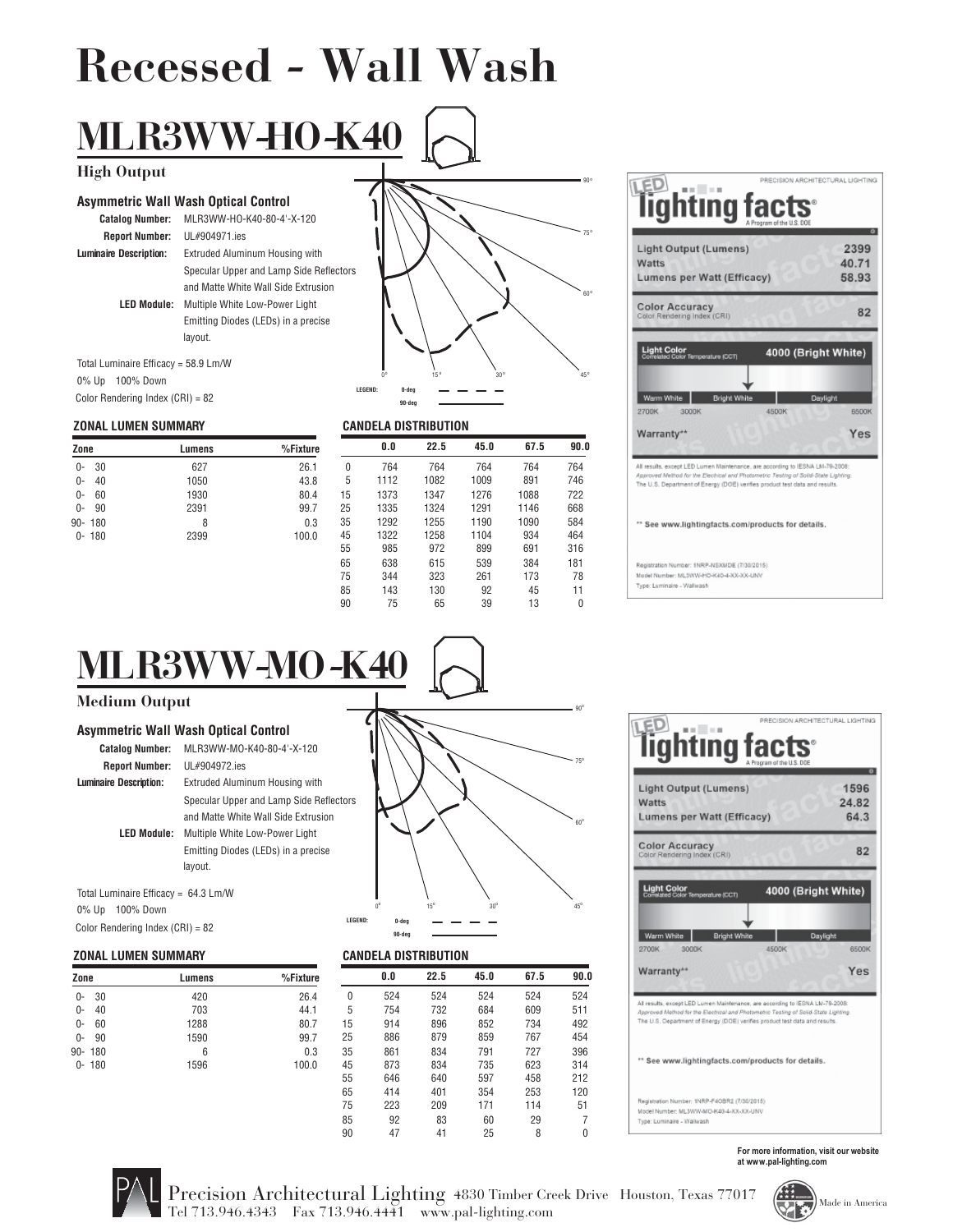# Recessed - Wall Wash

## MLR3WW-HO-K40

### High Output

**Asymmetric Wall Wash Optical Control**

**Catalog Number:** MLR3WW-HO-K40-80-4'-X-120
**Report Number:** UL#904971.ies
**Luminaire Description:** Extruded Aluminum Housing with Specular Upper and Lamp Side Reflectors and Matte White Wall Side Extrusion
**LED Module:** Multiple White Low-Power Light Emitting Diodes (LEDs) in a precise layout.

Total Luminaire Efficacy = 58.9 Lm/W
0% Up 100% Down
Color Rendering Index (CRI) = 82

90°
75°
60°
45°
0° 15° 30°
LEGEND: 0-deg 90-deg

**ZONAL LUMEN SUMMARY**

| Zone | Lumens | %Fixture |
|---|---|---|
| 0- 30 | 627 | 26.1 |
| 0- 40 | 1050 | 43.8 |
| 0- 60 | 1930 | 80.4 |
| 0- 90 | 2391 | 99.7 |
| 90- 180 | 8 | 0.3 |
| 0- 180 | 2399 | 100.0 |

**CANDELA DISTRIBUTION**

| | 0.0 | 22.5 | 45.0 | 67.5 | 90.0 |
|---|---|---|---|---|---|
| 0 | 764 | 764 | 764 | 764 | 764 |
| 5 | 1112 | 1082 | 1009 | 891 | 746 |
| 15 | 1373 | 1347 | 1276 | 1088 | 722 |
| 25 | 1335 | 1324 | 1291 | 1146 | 668 |
| 35 | 1292 | 1255 | 1190 | 1090 | 584 |
| 45 | 1322 | 1258 | 1104 | 934 | 464 |
| 55 | 985 | 972 | 899 | 691 | 316 |
| 65 | 638 | 615 | 539 | 384 | 181 |
| 75 | 344 | 323 | 261 | 173 | 78 |
| 85 | 143 | 130 | 92 | 45 | 11 |
| 90 | 75 | 65 | 39 | 13 | 0 |

PRECISION ARCHITECTURAL LIGHTING

**LED lighting facts®**
A Program of the U.S. DOE

| | |
|---|---|
| Light Output (Lumens) | 2399 |
| Watts | 40.71 |
| Lumens per Watt (Efficacy) | 58.93 |
| Color Accuracy<br>Color Rendering Index (CRI) | 82 |
| Light Color<br>Correlated Color Temperature (CCT) | 4000 (Bright White) |

Warm White Bright White Daylight
2700K 3000K 4500K 6500K

Warranty** Yes

All results, except LED Lumen Maintenance, are according to IESNA LM-79-2008: *Approved Method for the Electrical and Photometric Testing of Solid-State Lighting.* The U.S. Department of Energy (DOE) verifies product test data and results.

** See www.lightingfacts.com/products for details.

Registration Number: 1NRP-NSKMDE (7/30/2015)
Model Number: ML3WW-HO-K40-4-XX-XX-UNV
Type: Luminaire - Wallwash

## MLR3WW-MO-K40

### Medium Output

**Asymmetric Wall Wash Optical Control**

**Catalog Number:** MLR3WW-MO-K40-80-4'-X-120
**Report Number:** UL#904972.ies
**Luminaire Description:** Extruded Aluminum Housing with Specular Upper and Lamp Side Reflectors and Matte White Wall Side Extrusion
**LED Module:** Multiple White Low-Power Light Emitting Diodes (LEDs) in a precise layout.

Total Luminaire Efficacy = 64.3 Lm/W
0% Up 100% Down
Color Rendering Index (CRI) = 82

90°
75°
60°
45°
0° 15° 30°
LEGEND: 0-deg 90-deg

**ZONAL LUMEN SUMMARY**

| Zone | Lumens | %Fixture |
|---|---|---|
| 0- 30 | 420 | 26.4 |
| 0- 40 | 703 | 44.1 |
| 0- 60 | 1288 | 80.7 |
| 0- 90 | 1590 | 99.7 |
| 90- 180 | 6 | 0.3 |
| 0- 180 | 1596 | 100.0 |

**CANDELA DISTRIBUTION**

| | 0.0 | 22.5 | 45.0 | 67.5 | 90.0 |
|---|---|---|---|---|---|
| 0 | 524 | 524 | 524 | 524 | 524 |
| 5 | 754 | 732 | 684 | 609 | 511 |
| 15 | 914 | 896 | 852 | 734 | 492 |
| 25 | 886 | 879 | 859 | 767 | 454 |
| 35 | 861 | 834 | 791 | 727 | 396 |
| 45 | 873 | 834 | 735 | 623 | 314 |
| 55 | 646 | 640 | 597 | 458 | 212 |
| 65 | 414 | 401 | 354 | 253 | 120 |
| 75 | 223 | 209 | 171 | 114 | 51 |
| 85 | 92 | 83 | 60 | 29 | 7 |
| 90 | 47 | 41 | 25 | 8 | 0 |

PRECISION ARCHITECTURAL LIGHTING

**LED lighting facts®**
A Program of the U.S. DOE

| | |
|---|---|
| Light Output (Lumens) | 1596 |
| Watts | 24.82 |
| Lumens per Watt (Efficacy) | 64.3 |
| Color Accuracy<br>Color Rendering Index (CRI) | 82 |
| Light Color<br>Correlated Color Temperature (CCT) | 4000 (Bright White) |

Warm White Bright White Daylight
2700K 3000K 4500K 6500K

Warranty** Yes

All results, except LED Lumen Maintenance, are according to IESNA LM-79-2008: *Approved Method for the Electrical and Photometric Testing of Solid-State Lighting.* The U.S. Department of Energy (DOE) verifies product test data and results.

** See www.lightingfacts.com/products for details.

Registration Number: 1NRP-F4OBR2 (7/30/2015)
Model Number: ML3WW-MO-K40-4-XX-XX-UNV
Type: Luminaire - Wallwash

**For more information, visit our website at www.pal-lighting.com**

PAL Precision Architectural Lighting 4830 Timber Creek Drive Houston, Texas 77017
Tel 713.946.4343 Fax 713.946.4441 www.pal-lighting.com

Made in America